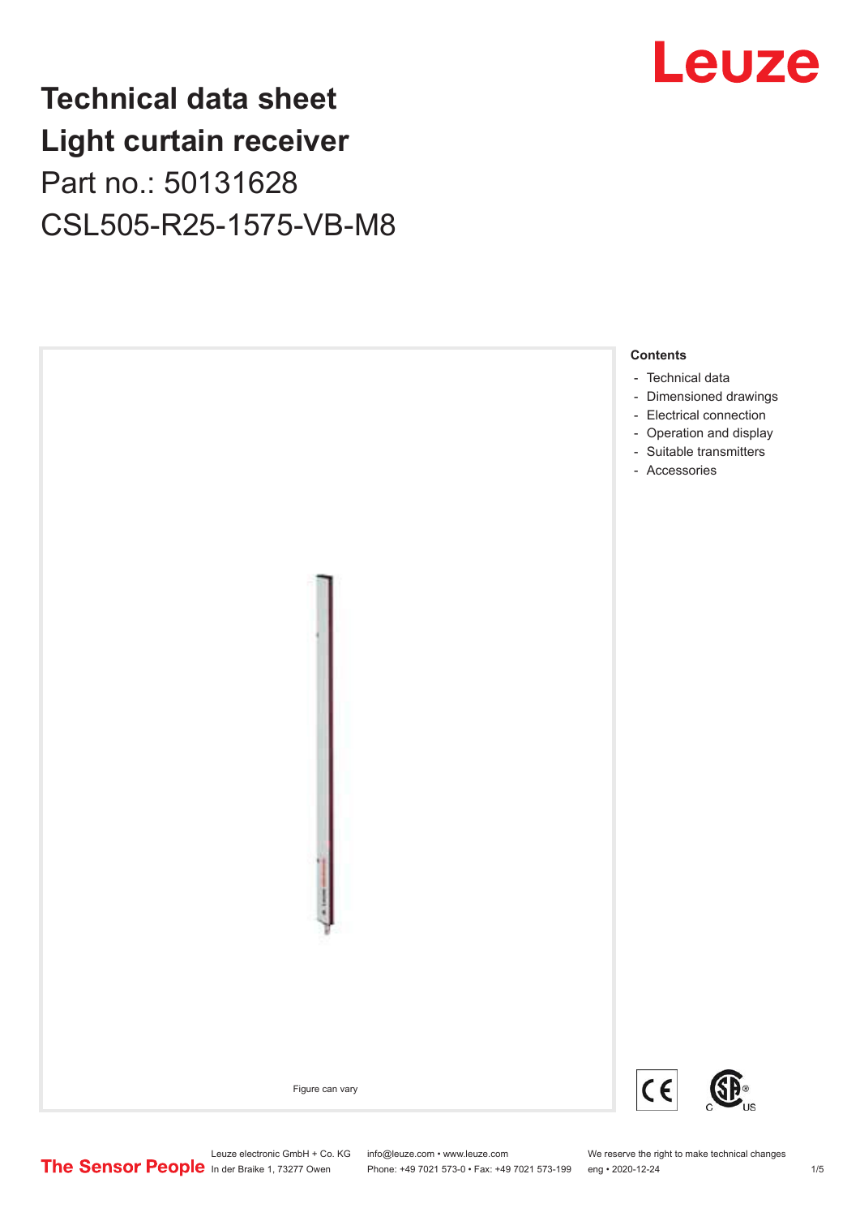# Technical data sheet
# Light curtain receiver

Part no.: 50131628

CSL505-R25-1575-VB-M8

Figure can vary

**Contents**

- Technical data
- Dimensioned drawings
- Electrical connection
- Operation and display
- Suitable transmitters
- Accessories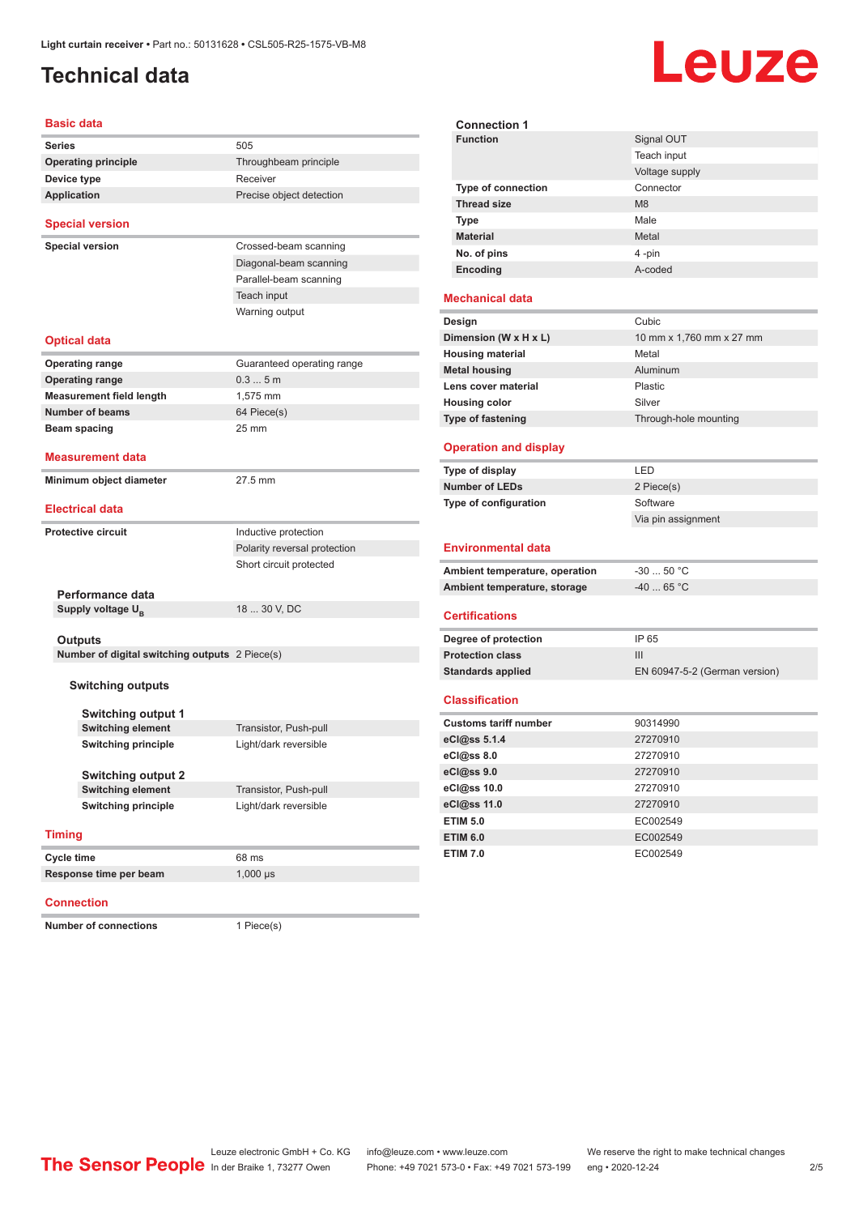Light curtain receiver • Part no.: 50131628 • CSL505-R25-1575-VB-M8

# Technical data

## Basic data

| | |
|---|---|
| Series | 505 |
| Operating principle | Throughbeam principle |
| Device type | Receiver |
| Application | Precise object detection |

## Special version

| | |
|---|---|
| Special version | Crossed-beam scanning |
| | Diagonal-beam scanning |
| | Parallel-beam scanning |
| | Teach input |
| | Warning output |

## Optical data

| | |
|---|---|
| Operating range | Guaranteed operating range |
| Operating range | 0.3 ... 5 m |
| Measurement field length | 1,575 mm |
| Number of beams | 64 Piece(s) |
| Beam spacing | 25 mm |

## Measurement data

| | |
|---|---|
| Minimum object diameter | 27.5 mm |

## Electrical data

| | |
|---|---|
| Protective circuit | Inductive protection |
| | Polarity reversal protection |
| | Short circuit protected |

### Performance data

| | |
|---|---|
| Supply voltage $U_B$ | 18 ... 30 V, DC |

### Outputs

| | |
|---|---|
| Number of digital switching outputs | 2 Piece(s) |

#### Switching outputs

##### Switching output 1

| | |
|---|---|
| Switching element | Transistor, Push-pull |
| Switching principle | Light/dark reversible |

##### Switching output 2

| | |
|---|---|
| Switching element | Transistor, Push-pull |
| Switching principle | Light/dark reversible |

## Timing

| | |
|---|---|
| Cycle time | 68 ms |
| Response time per beam | 1,000 µs |

## Connection

| | |
|---|---|
| Number of connections | 1 Piece(s) |

### Connection 1

| | |
|---|---|
| Function | Signal OUT |
| | Teach input |
| | Voltage supply |
| Type of connection | Connector |
| Thread size | M8 |
| Type | Male |
| Material | Metal |
| No. of pins | 4 -pin |
| Encoding | A-coded |

## Mechanical data

| | |
|---|---|
| Design | Cubic |
| Dimension (W x H x L) | 10 mm x 1,760 mm x 27 mm |
| Housing material | Metal |
| Metal housing | Aluminum |
| Lens cover material | Plastic |
| Housing color | Silver |
| Type of fastening | Through-hole mounting |

## Operation and display

| | |
|---|---|
| Type of display | LED |
| Number of LEDs | 2 Piece(s) |
| Type of configuration | Software |
| | Via pin assignment |

## Environmental data

| | |
|---|---|
| Ambient temperature, operation | -30 ... 50 °C |
| Ambient temperature, storage | -40 ... 65 °C |

## Certifications

| | |
|---|---|
| Degree of protection | IP 65 |
| Protection class | III |
| Standards applied | EN 60947-5-2 (German version) |

## Classification

| | |
|---|---|
| Customs tariff number | 90314990 |
| eCl@ss 5.1.4 | 27270910 |
| eCl@ss 8.0 | 27270910 |
| eCl@ss 9.0 | 27270910 |
| eCl@ss 10.0 | 27270910 |
| eCl@ss 11.0 | 27270910 |
| ETIM 5.0 | EC002549 |
| ETIM 6.0 | EC002549 |
| ETIM 7.0 | EC002549 |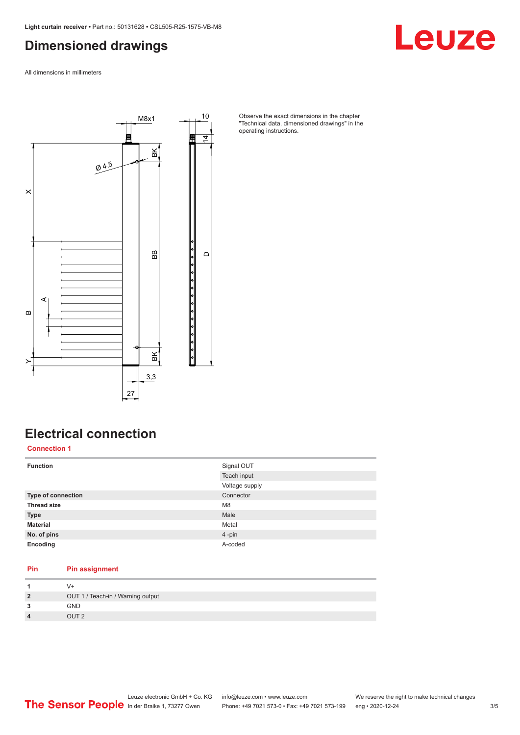# Dimensioned drawings

All dimensions in millimeters

Observe the exact dimensions in the chapter "Technical data, dimensioned drawings" in the operating instructions.

# Electrical connection

## Connection 1

| | |
|---|---|
| **Function** | Signal OUT |
| | Teach input |
| | Voltage supply |
| **Type of connection** | Connector |
| **Thread size** | M8 |
| **Type** | Male |
| **Material** | Metal |
| **No. of pins** | 4 -pin |
| **Encoding** | A-coded |

| Pin | Pin assignment |
|---|---|
| **1** | V+ |
| **2** | OUT 1 / Teach-in / Warning output |
| **3** | GND |
| **4** | OUT 2 |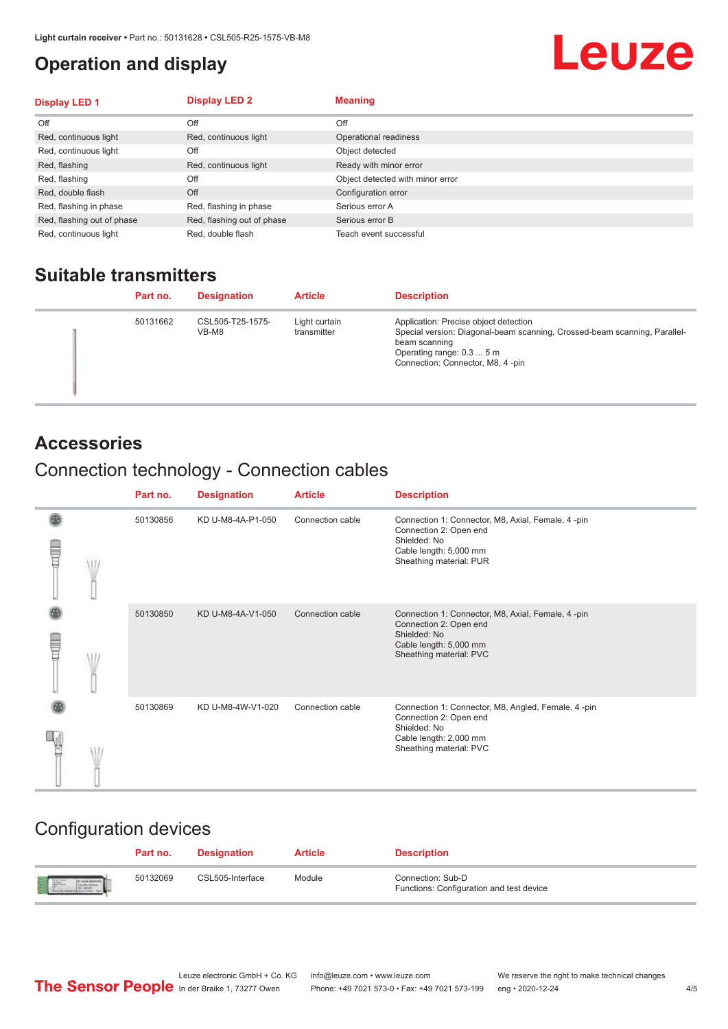# Operation and display

| Display LED 1 | Display LED 2 | Meaning |
|---|---|---|
| Off | Off | Off |
| Red, continuous light | Red, continuous light | Operational readiness |
| Red, continuous light | Off | Object detected |
| Red, flashing | Red, continuous light | Ready with minor error |
| Red, flashing | Off | Object detected with minor error |
| Red, double flash | Off | Configuration error |
| Red, flashing in phase | Red, flashing in phase | Serious error A |
| Red, flashing out of phase | Red, flashing out of phase | Serious error B |
| Red, continuous light | Red, double flash | Teach event successful |

# Suitable transmitters

| Part no. | Designation | Article | Description |
|---|---|---|---|
| 50131662 | CSL505-T25-1575-VB-M8 | Light curtain transmitter | Application: Precise object detection<br>Special version: Diagonal-beam scanning, Crossed-beam scanning, Parallel-beam scanning<br>Operating range: 0.3 ... 5 m<br>Connection: Connector, M8, 4 -pin |

# Accessories

## Connection technology - Connection cables

| Part no. | Designation | Article | Description |
|---|---|---|---|
| 50130856 | KD U-M8-4A-P1-050 | Connection cable | Connection 1: Connector, M8, Axial, Female, 4 -pin<br>Connection 2: Open end<br>Shielded: No<br>Cable length: 5,000 mm<br>Sheathing material: PUR |
| 50130850 | KD U-M8-4A-V1-050 | Connection cable | Connection 1: Connector, M8, Axial, Female, 4 -pin<br>Connection 2: Open end<br>Shielded: No<br>Cable length: 5,000 mm<br>Sheathing material: PVC |
| 50130869 | KD U-M8-4W-V1-020 | Connection cable | Connection 1: Connector, M8, Angled, Female, 4 -pin<br>Connection 2: Open end<br>Shielded: No<br>Cable length: 2,000 mm<br>Sheathing material: PVC |

## Configuration devices

| Part no. | Designation | Article | Description |
|---|---|---|---|
| 50132069 | CSL505-Interface | Module | Connection: Sub-D<br>Functions: Configuration and test device |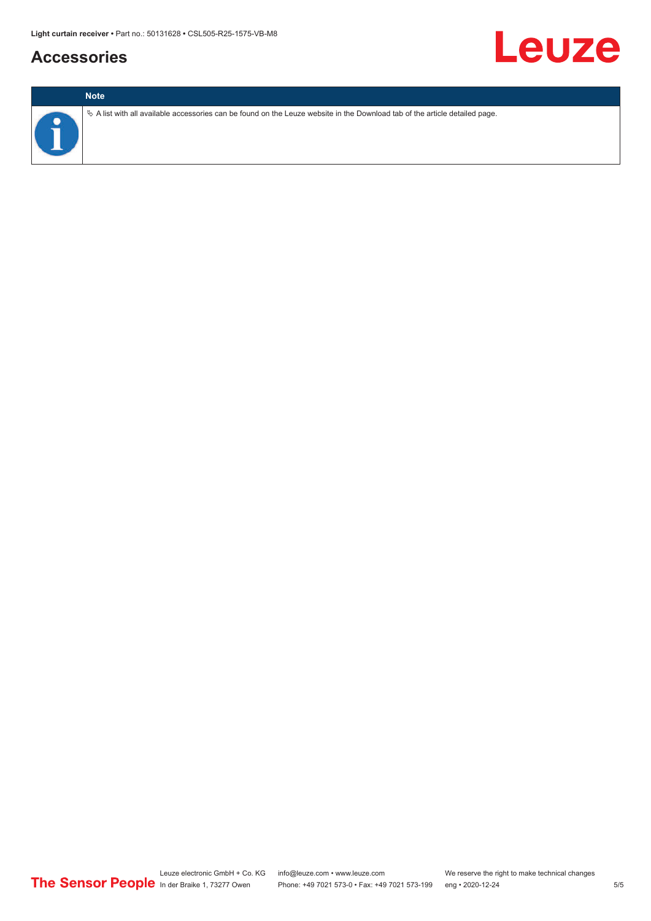## Accessories

| | Note |
|---|---|
| | ↳ A list with all available accessories can be found on the Leuze website in the Download tab of the article detailed page. |